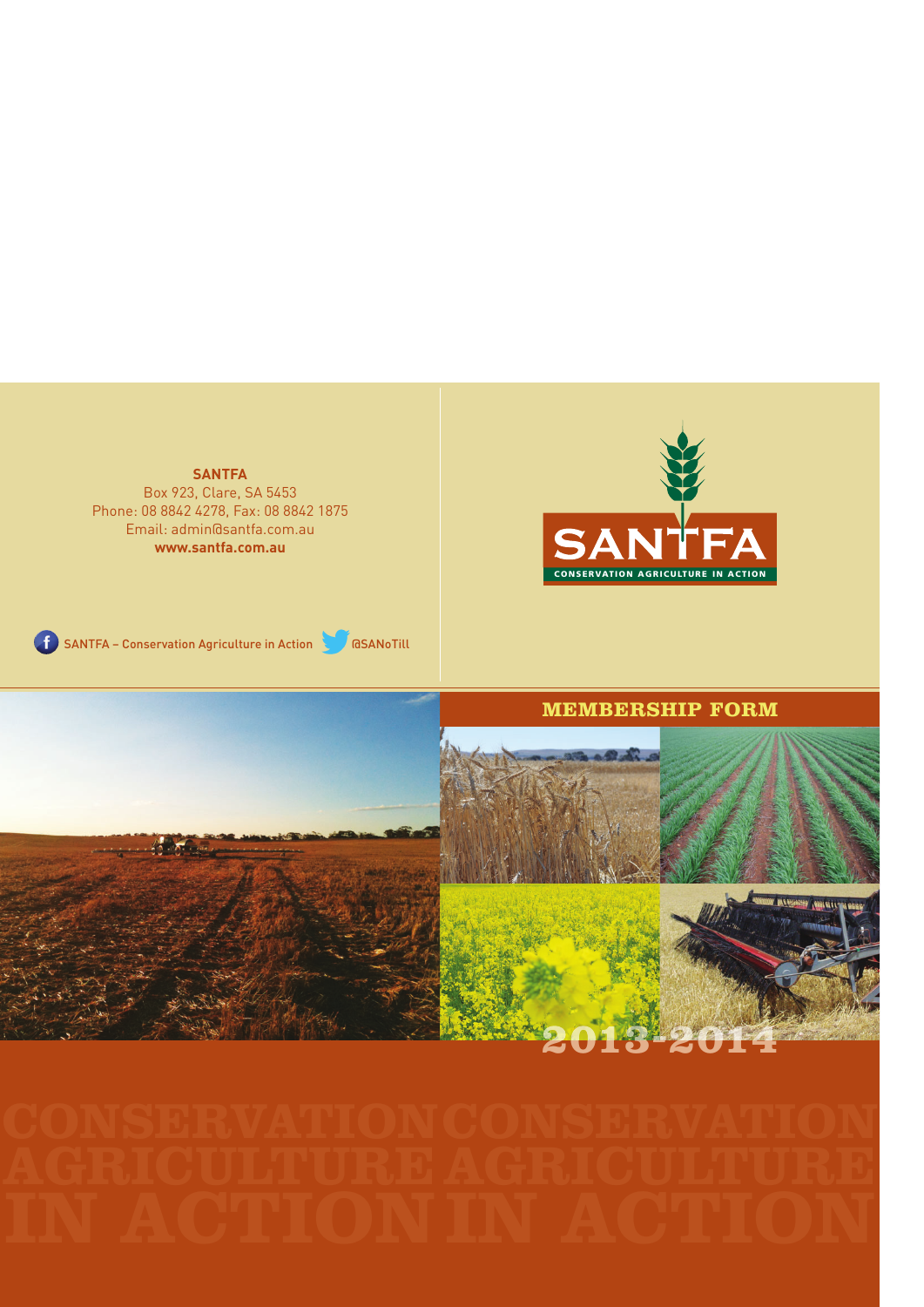**SANTFA**
Box 923, Clare, SA 5453
Phone: 08 8842 4278, Fax: 08 8842 1875
Email: admin@santfa.com.au
**www.santfa.com.au**

SANTFA – Conservation Agriculture in Action @SANoTill

SANTFA
CONSERVATION AGRICULTURE IN ACTION

# MEMBERSHIP FORM

2013-2014

CONSERVATION AGRICULTURE IN ACTION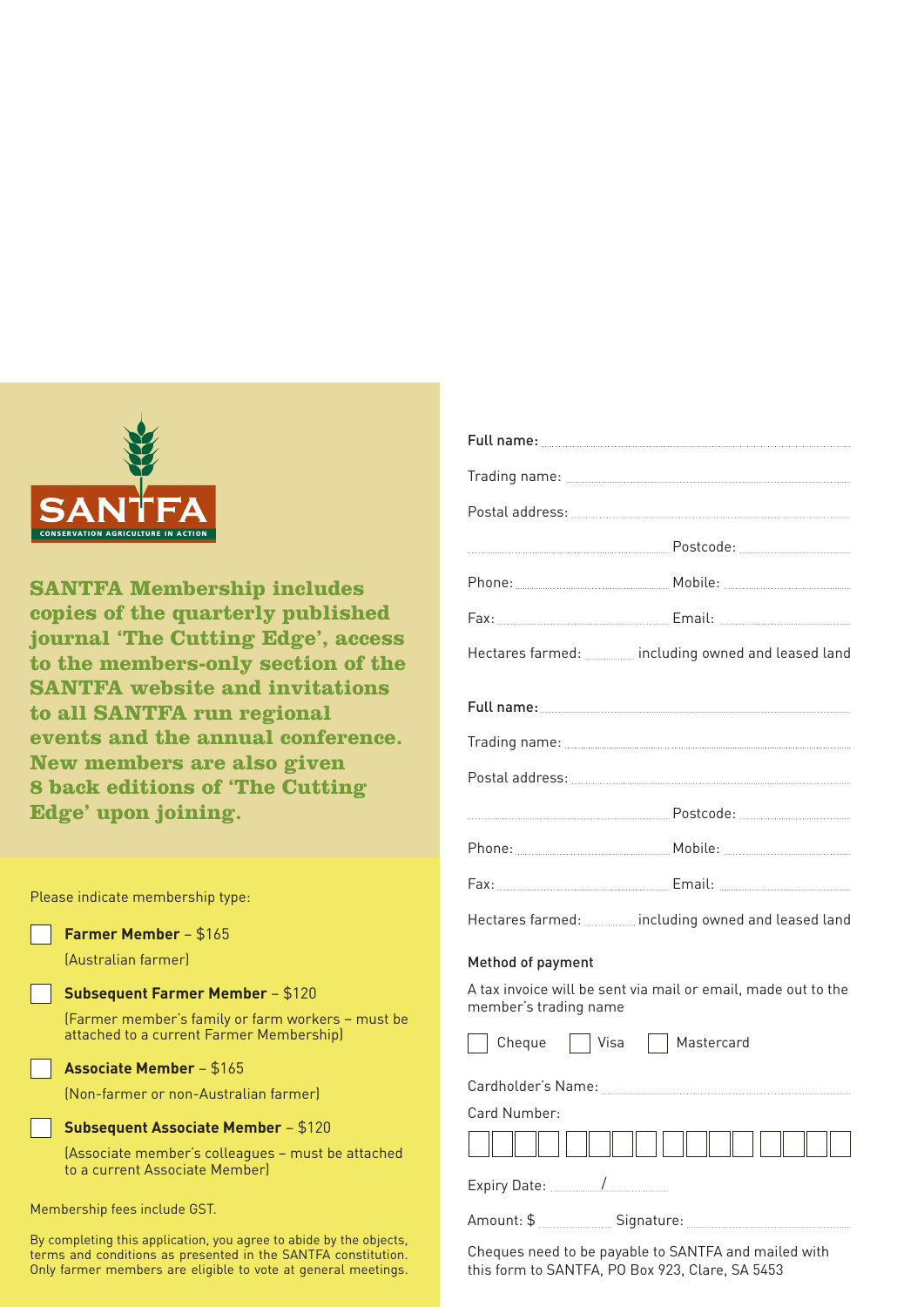SANTFA

CONSERVATION AGRICULTURE IN ACTION

**SANTFA Membership includes copies of the quarterly published journal 'The Cutting Edge', access to the members-only section of the SANTFA website and invitations to all SANTFA run regional events and the annual conference. New members are also given 8 back editions of 'The Cutting Edge' upon joining.**

Please indicate membership type:

☐ **Farmer Member** – $165
(Australian farmer)

☐ **Subsequent Farmer Member** – $120
(Farmer member's family or farm workers – must be attached to a current Farmer Membership)

☐ **Associate Member** – $165
(Non-farmer or non-Australian farmer)

☐ **Subsequent Associate Member** – $120
(Associate member's colleagues – must be attached to a current Associate Member)

Membership fees include GST.

By completing this application, you agree to abide by the objects, terms and conditions as presented in the SANTFA constitution. Only farmer members are eligible to vote at general meetings.

Full name: ..........

Trading name: ..........

Postal address: ..........

.......... Postcode: ..........

Phone: .......... Mobile: ..........

Fax: .......... Email: ..........

Hectares farmed: .......... including owned and leased land

Full name: ..........

Trading name: ..........

Postal address: ..........

.......... Postcode: ..........

Phone: .......... Mobile: ..........

Fax: .......... Email: ..........

Hectares farmed: .......... including owned and leased land

Method of payment

A tax invoice will be sent via mail or email, made out to the member's trading name

☐ Cheque ☐ Visa ☐ Mastercard

Cardholder's Name: ..........

Card Number:

☐☐☐☐ ☐☐☐☐ ☐☐☐☐ ☐☐☐☐

Expiry Date: ........../..........

Amount: $ .......... Signature: ..........

Cheques need to be payable to SANTFA and mailed with this form to SANTFA, PO Box 923, Clare, SA 5453